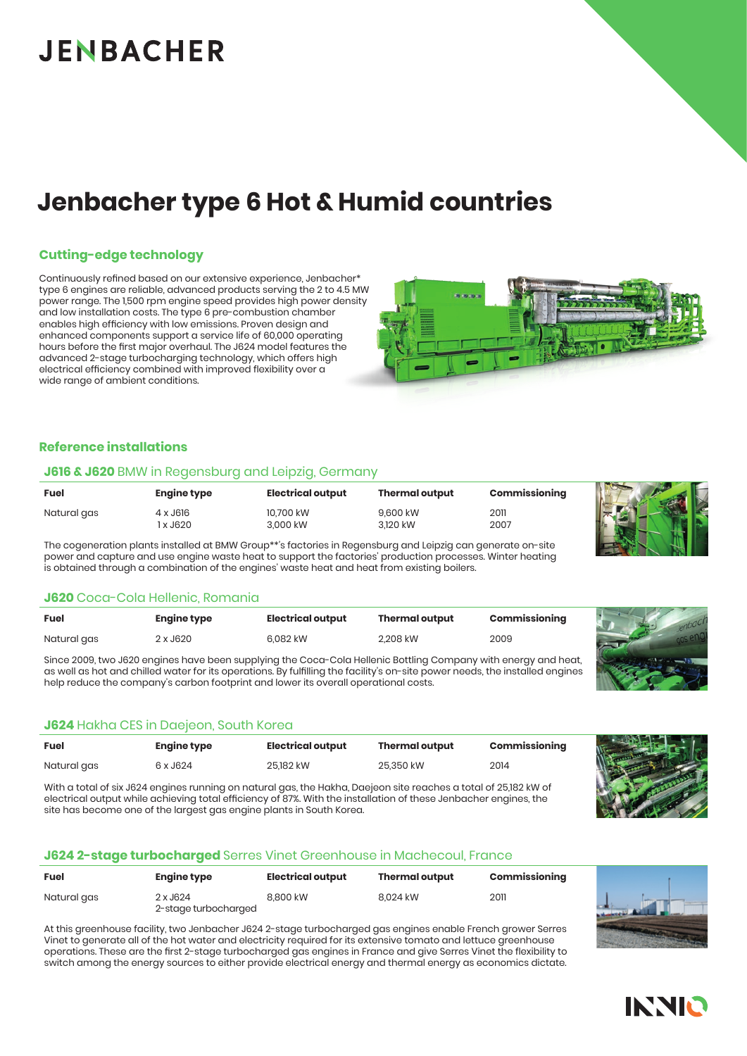# JENBACHER

# Jenbacher type 6 Hot & Humid countries

## Cutting-edge technology

Continuously refined based on our extensive experience, Jenbacher* type 6 engines are reliable, advanced products serving the 2 to 4.5 MW power range. The 1,500 rpm engine speed provides high power density and low installation costs. The type 6 pre-combustion chamber enables high efficiency with low emissions. Proven design and enhanced components support a service life of 60,000 operating hours before the first major overhaul. The J624 model features the advanced 2-stage turbocharging technology, which offers high electrical efficiency combined with improved flexibility over a wide range of ambient conditions.

## Reference installations

### **J616 & J620** BMW in Regensburg and Leipzig, Germany

| Fuel | Engine type | Electrical output | Thermal output | Commissioning |
|---|---|---|---|---|
| Natural gas | 4 x J616<br>1 x J620 | 10,700 kW<br>3,000 kW | 9,600 kW<br>3,120 kW | 2011<br>2007 |

The cogeneration plants installed at BMW Group**'s factories in Regensburg and Leipzig can generate on-site power and capture and use engine waste heat to support the factories' production processes. Winter heating is obtained through a combination of the engines' waste heat and heat from existing boilers.

### **J620** Coca-Cola Hellenic, Romania

| Fuel | Engine type | Electrical output | Thermal output | Commissioning |
|---|---|---|---|---|
| Natural gas | 2 x J620 | 6,082 kW | 2,208 kW | 2009 |

Since 2009, two J620 engines have been supplying the Coca-Cola Hellenic Bottling Company with energy and heat, as well as hot and chilled water for its operations. By fulfilling the facility's on-site power needs, the installed engines help reduce the company's carbon footprint and lower its overall operational costs.

### **J624** Hakha CES in Daejeon, South Korea

| Fuel | Engine type | Electrical output | Thermal output | Commissioning |
|---|---|---|---|---|
| Natural gas | 6 x J624 | 25,182 kW | 25,350 kW | 2014 |

With a total of six J624 engines running on natural gas, the Hakha, Daejeon site reaches a total of 25,182 kW of electrical output while achieving total efficiency of 87%. With the installation of these Jenbacher engines, the site has become one of the largest gas engine plants in South Korea.

### **J624 2-stage turbocharged** Serres Vinet Greenhouse in Machecoul, France

| Fuel | Engine type | Electrical output | Thermal output | Commissioning |
|---|---|---|---|---|
| Natural gas | 2 x J624<br>2-stage turbocharged | 8,800 kW | 8,024 kW | 2011 |

At this greenhouse facility, two Jenbacher J624 2-stage turbocharged gas engines enable French grower Serres Vinet to generate all of the hot water and electricity required for its extensive tomato and lettuce greenhouse operations. These are the first 2-stage turbocharged gas engines in France and give Serres Vinet the flexibility to switch among the energy sources to either provide electrical energy and thermal energy as economics dictate.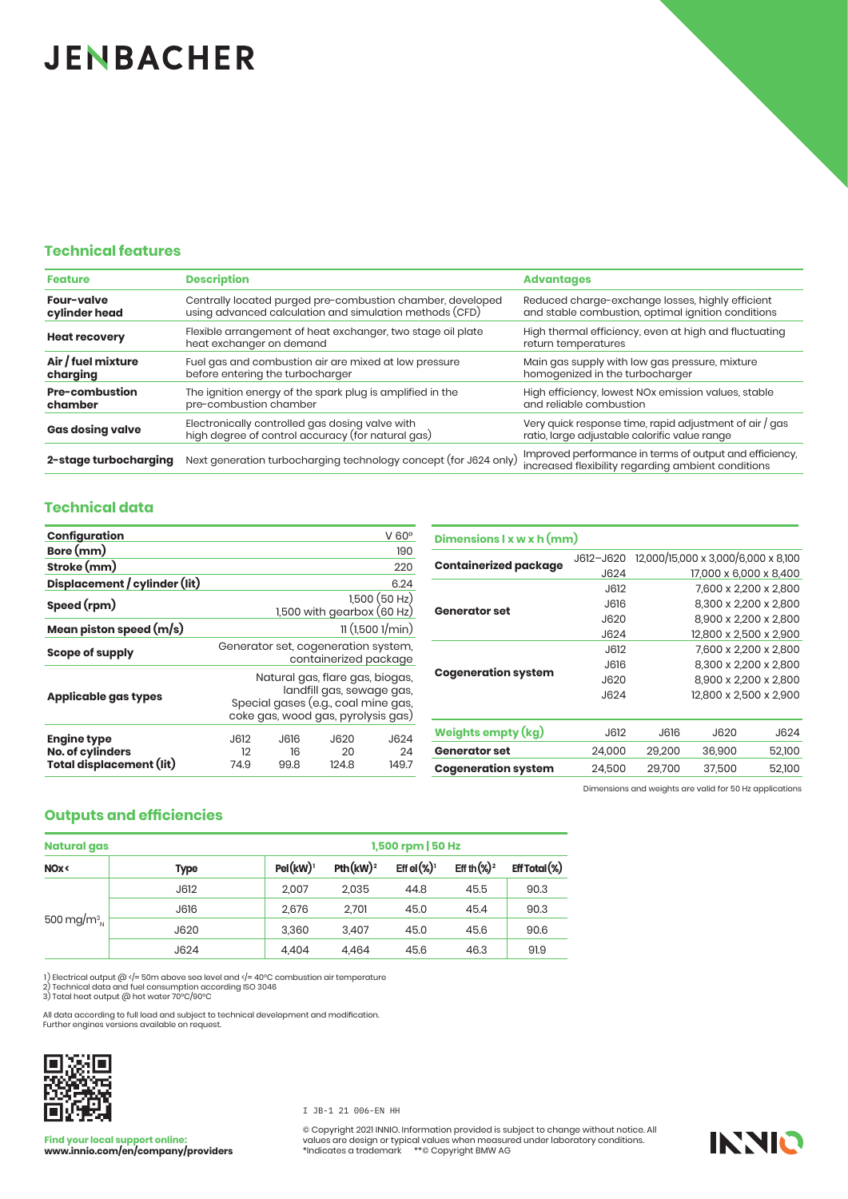# JENBACHER

## Technical features

| Feature | Description | Advantages |
|---|---|---|
| Four-valve cylinder head | Centrally located purged pre-combustion chamber, developed using advanced calculation and simulation methods (CFD) | Reduced charge-exchange losses, highly efficient and stable combustion, optimal ignition conditions |
| Heat recovery | Flexible arrangement of heat exchanger, two stage oil plate heat exchanger on demand | High thermal efficiency, even at high and fluctuating return temperatures |
| Air / fuel mixture charging | Fuel gas and combustion air are mixed at low pressure before entering the turbocharger | Main gas supply with low gas pressure, mixture homogenized in the turbocharger |
| Pre-combustion chamber | The ignition energy of the spark plug is amplified in the pre-combustion chamber | High efficiency, lowest NOx emission values, stable and reliable combustion |
| Gas dosing valve | Electronically controlled gas dosing valve with high degree of control accuracy (for natural gas) | Very quick response time, rapid adjustment of air / gas ratio, large adjustable calorific value range |
| 2-stage turbocharging | Next generation turbocharging technology concept (for J624 only) | Improved performance in terms of output and efficiency, increased flexibility regarding ambient conditions |

## Technical data

| | |
|---|---|
| **Configuration** | V 60° |
| **Bore (mm)** | 190 |
| **Stroke (mm)** | 220 |
| **Displacement / cylinder (lit)** | 6.24 |
| **Speed (rpm)** | 1,500 (50 Hz) 1,500 with gearbox (60 Hz) |
| **Mean piston speed (m/s)** | 11 (1,500 1/min) |
| **Scope of supply** | Generator set, cogeneration system, containerized package |
| **Applicable gas types** | Natural gas, flare gas, biogas, landfill gas, sewage gas, Special gases (e.g., coal mine gas, coke gas, wood gas, pyrolysis gas) |

| **Engine type** | J612 | J616 | J620 | J624 |
|---|---|---|---|---|
| **No. of cylinders** | 12 | 16 | 20 | 24 |
| **Total displacement (lit)** | 74.9 | 99.8 | 124.8 | 149.7 |

| Dimensions l x w x h (mm) | | |
|---|---|---|
| **Containerized package** | J612–J620 | 12,000/15,000 x 3,000/6,000 x 8,100 |
| | J624 | 17,000 x 6,000 x 8,400 |
| **Generator set** | J612 | 7,600 x 2,200 x 2,800 |
| | J616 | 8,300 x 2,200 x 2,800 |
| | J620 | 8,900 x 2,200 x 2,800 |
| | J624 | 12,800 x 2,500 x 2,900 |
| **Cogeneration system** | J612 | 7,600 x 2,200 x 2,800 |
| | J616 | 8,300 x 2,200 x 2,800 |
| | J620 | 8,900 x 2,200 x 2,800 |
| | J624 | 12,800 x 2,500 x 2,900 |

| Weights empty (kg) | J612 | J616 | J620 | J624 |
|---|---|---|---|---|
| **Generator set** | 24,000 | 29,200 | 36,900 | 52,100 |
| **Cogeneration system** | 24,500 | 29,700 | 37,500 | 52,100 |

Dimensions and weights are valid for 50 Hz applications

## Outputs and efficiencies

| Natural gas | 1,500 rpm \| 50 Hz | | | | | |
|---|---|---|---|---|---|---|
| **NOx <** | **Type** | **Pel (kW)[1]** | **Pth (kW)[2]** | **Eff el (%)[1]** | **Eff th (%)[2]** | **Eff Total (%)** |
| 500 mg/m$^3_N$ | J612 | 2,007 | 2,035 | 44.8 | 45.5 | 90.3 |
| | J616 | 2,676 | 2,701 | 45.0 | 45.4 | 90.3 |
| | J620 | 3,360 | 3,407 | 45.0 | 45.6 | 90.6 |
| | J624 | 4,404 | 4,464 | 45.6 | 46.3 | 91.9 |

1) Electrical output @ </= 50m above sea level and </= 40°C combustion air temperature
2) Technical data and fuel consumption according ISO 3046
3) Total heat output @ hot water 70°C/90°C

All data according to full load and subject to technical development and modification.
Further engines versions available on request.

**Find your local support online:**
**www.innio.com/en/company/providers**

I JB-1 21 006-EN HH

© Copyright 2021 INNIO. Information provided is subject to change without notice. All values are design or typical values when measured under laboratory conditions.
*Indicates a trademark **© Copyright BMW AG

INNIO